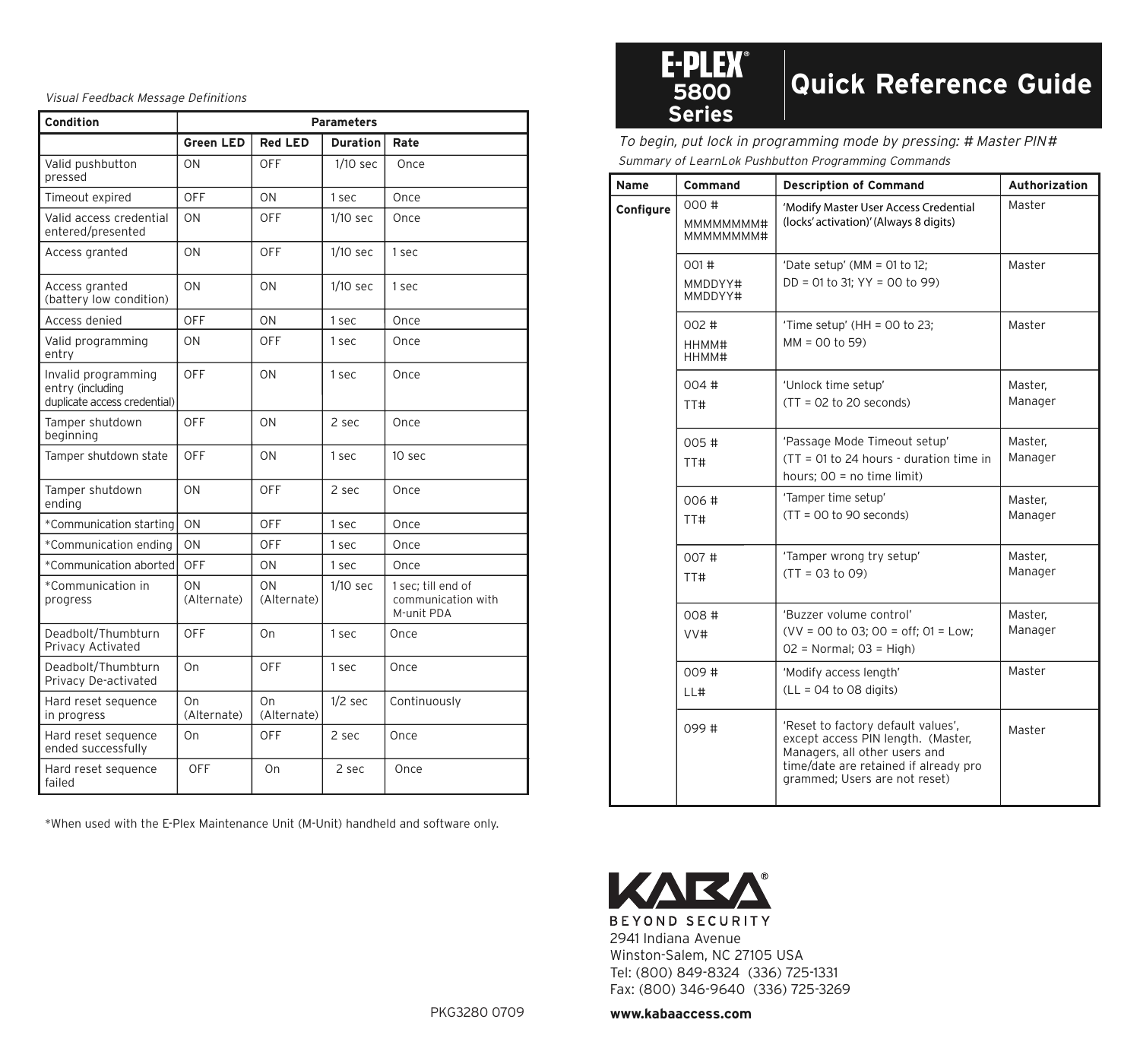*Visual Feedback Message Definitions*

| Condition | Parameters | | | |
|---|---|---|---|---|
| | **Green LED** | **Red LED** | **Duration** | **Rate** |
| Valid pushbutton pressed | ON | OFF | 1/10 sec | Once |
| Timeout expired | OFF | ON | 1 sec | Once |
| Valid access credential entered/presented | ON | OFF | 1/10 sec | Once |
| Access granted | ON | OFF | 1/10 sec | 1 sec |
| Access granted (battery low condition) | ON | ON | 1/10 sec | 1 sec |
| Access denied | OFF | ON | 1 sec | Once |
| Valid programming entry | ON | OFF | 1 sec | Once |
| Invalid programming entry (including duplicate access credential) | OFF | ON | 1 sec | Once |
| Tamper shutdown beginning | OFF | ON | 2 sec | Once |
| Tamper shutdown state | OFF | ON | 1 sec | 10 sec |
| Tamper shutdown ending | ON | OFF | 2 sec | Once |
| *Communication starting | ON | OFF | 1 sec | Once |
| *Communication ending | ON | OFF | 1 sec | Once |
| *Communication aborted | OFF | ON | 1 sec | Once |
| *Communication in progress | ON (Alternate) | ON (Alternate) | 1/10 sec | 1 sec; till end of communication with M-unit PDA |
| Deadbolt/Thumbturn Privacy Activated | OFF | On | 1 sec | Once |
| Deadbolt/Thumbturn Privacy De-activated | On | OFF | 1 sec | Once |
| Hard reset sequence in progress | On (Alternate) | On (Alternate) | 1/2 sec | Continuously |
| Hard reset sequence ended successfully | On | OFF | 2 sec | Once |
| Hard reset sequence failed | OFF | On | 2 sec | Once |

*When used with the E-Plex Maintenance Unit (M-Unit) handheld and software only.

PKG3280 0709

# E-PLEX® 5800 Series Quick Reference Guide

*To begin, put lock in programming mode by pressing: # Master PIN#*

*Summary of LearnLok Pushbutton Programming Commands*

| Name | Command | Description of Command | Authorization |
|---|---|---|---|
| **Configure** | 000 # MMMMMMMM# MMMMMMMM# | 'Modify Master User Access Credential (locks' activation)' (Always 8 digits) | Master |
| | 001 # MMDDYY# MMDDYY# | 'Date setup' (MM = 01 to 12; DD = 01 to 31; YY = 00 to 99) | Master |
| | 002 # HHMM# HHMM# | 'Time setup' (HH = 00 to 23; MM = 00 to 59) | Master |
| | 004 # TT# | 'Unlock time setup' (TT = 02 to 20 seconds) | Master, Manager |
| | 005 # TT# | 'Passage Mode Timeout setup' (TT = 01 to 24 hours - duration time in hours; 00 = no time limit) | Master, Manager |
| | 006 # TT# | 'Tamper time setup' (TT = 00 to 90 seconds) | Master, Manager |
| | 007 # TT# | 'Tamper wrong try setup' (TT = 03 to 09) | Master, Manager |
| | 008 # VV# | 'Buzzer volume control' (VV = 00 to 03; 00 = off; 01 = Low; 02 = Normal; 03 = High) | Master, Manager |
| | 009 # LL# | 'Modify access length' (LL = 04 to 08 digits) | Master |
| | 099 # | 'Reset to factory default values', except access PIN length. (Master, Managers, all other users and time/date are retained if already pro grammed; Users are not reset) | Master |

KABA®
BEYOND SECURITY
2941 Indiana Avenue
Winston-Salem, NC 27105 USA
Tel: (800) 849-8324 (336) 725-1331
Fax: (800) 346-9640 (336) 725-3269

**www.kabaaccess.com**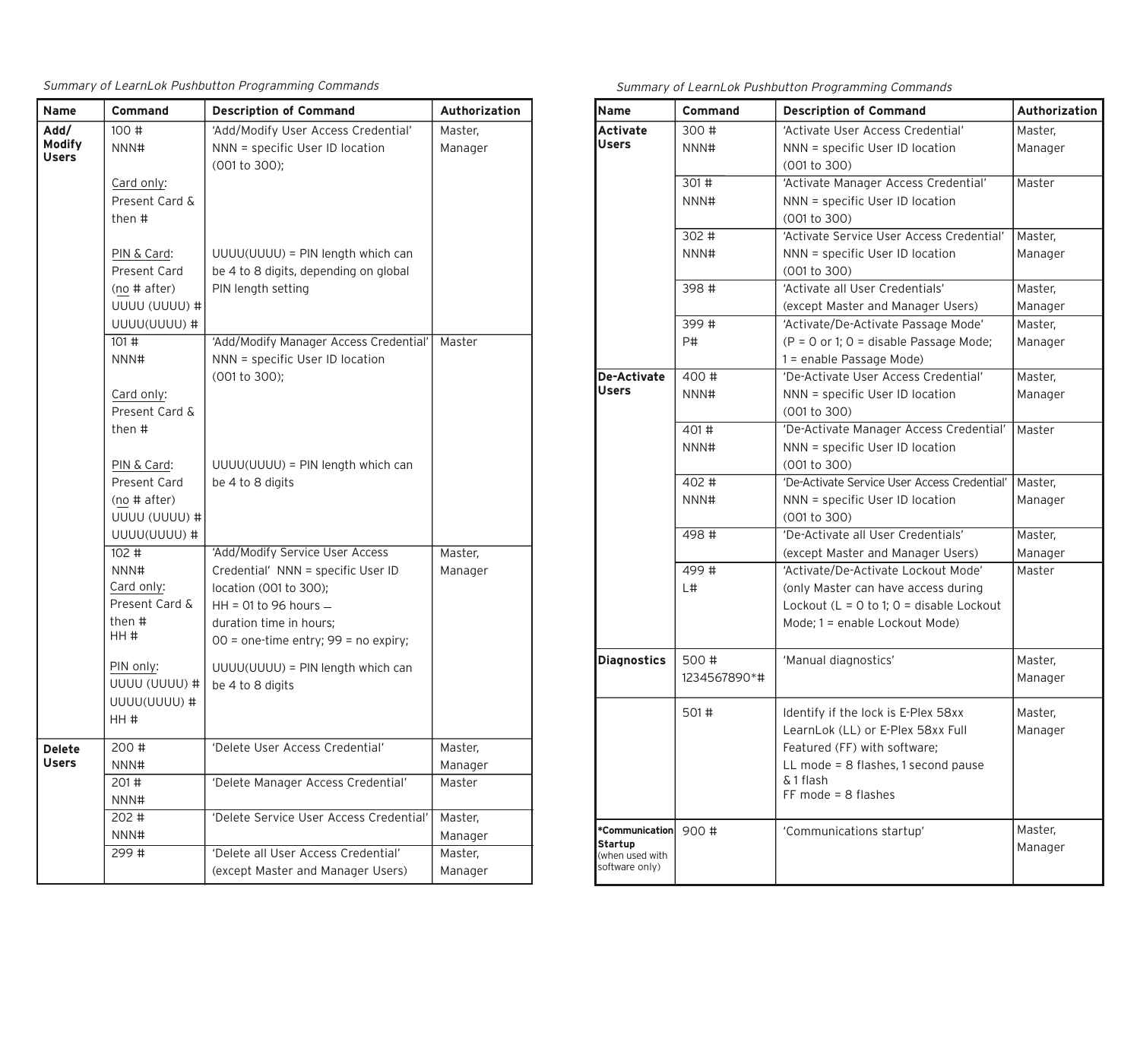*Summary of LearnLok Pushbutton Programming Commands*

| Name | Command | Description of Command | Authorization |
| --- | --- | --- | --- |
| **Add/ Modify Users** | 100 #<br>NNN#<br><br>Card only:<br>Present Card & then #<br><br>PIN & Card:<br>Present Card (no # after)<br>UUUU (UUUU) #<br>UUUU(UUUU) # | 'Add/Modify User Access Credential'<br>NNN = specific User ID location (001 to 300);<br><br>UUUU(UUUU) = PIN length which can be 4 to 8 digits, depending on global PIN length setting | Master, Manager |
| | 101 #<br>NNN#<br><br>Card only:<br>Present Card & then #<br><br>PIN & Card:<br>Present Card (no # after)<br>UUUU (UUUU) #<br>UUUU(UUUU) # | 'Add/Modify Manager Access Credential'<br>NNN = specific User ID location (001 to 300);<br><br>UUUU(UUUU) = PIN length which can be 4 to 8 digits | Master |
| | 102 #<br>NNN#<br>Card only:<br>Present Card & then #<br>HH #<br><br>PIN only:<br>UUUU (UUUU) #<br>UUUU(UUUU) #<br>HH # | 'Add/Modify Service User Access Credential' NNN = specific User ID location (001 to 300);<br>HH = 01 to 96 hours – duration time in hours;<br>00 = one-time entry; 99 = no expiry;<br><br>UUUU(UUUU) = PIN length which can be 4 to 8 digits | Master, Manager |
| **Delete Users** | 200 #<br>NNN# | 'Delete User Access Credential' | Master, Manager |
| | 201 #<br>NNN# | 'Delete Manager Access Credential' | Master |
| | 202 #<br>NNN# | 'Delete Service User Access Credential' | Master, Manager |
| | 299 # | 'Delete all User Access Credential' (except Master and Manager Users) | Master, Manager |

*Summary of LearnLok Pushbutton Programming Commands*

| Name | Command | Description of Command | Authorization |
| --- | --- | --- | --- |
| **Activate Users** | 300 #<br>NNN# | 'Activate User Access Credential'<br>NNN = specific User ID location (001 to 300) | Master, Manager |
| | 301 #<br>NNN# | 'Activate Manager Access Credential'<br>NNN = specific User ID location (001 to 300) | Master |
| | 302 #<br>NNN# | 'Activate Service User Access Credential'<br>NNN = specific User ID location (001 to 300) | Master, Manager |
| | 398 # | 'Activate all User Credentials' (except Master and Manager Users) | Master, Manager |
| | 399 #<br>P# | 'Activate/De-Activate Passage Mode' (P = 0 or 1; 0 = disable Passage Mode; 1 = enable Passage Mode) | Master, Manager |
| **De-Activate Users** | 400 #<br>NNN# | 'De-Activate User Access Credential'<br>NNN = specific User ID location (001 to 300) | Master, Manager |
| | 401 #<br>NNN# | 'De-Activate Manager Access Credential'<br>NNN = specific User ID location (001 to 300) | Master |
| | 402 #<br>NNN# | 'De-Activate Service User Access Credential'<br>NNN = specific User ID location (001 to 300) | Master, Manager |
| | 498 # | 'De-Activate all User Credentials' (except Master and Manager Users) | Master, Manager |
| | 499 #<br>L# | 'Activate/De-Activate Lockout Mode' (only Master can have access during Lockout (L = 0 to 1; 0 = disable Lockout Mode; 1 = enable Lockout Mode) | Master |
| **Diagnostics** | 500 #<br>1234567890*# | 'Manual diagnostics' | Master, Manager |
| | 501 # | Identify if the lock is E-Plex 58xx LearnLok (LL) or E-Plex 58xx Full Featured (FF) with software;<br>LL mode = 8 flashes, 1 second pause & 1 flash<br>FF mode = 8 flashes | Master, Manager |
| ***Communication Startup** (when used with software only) | 900 # | 'Communications startup' | Master, Manager |